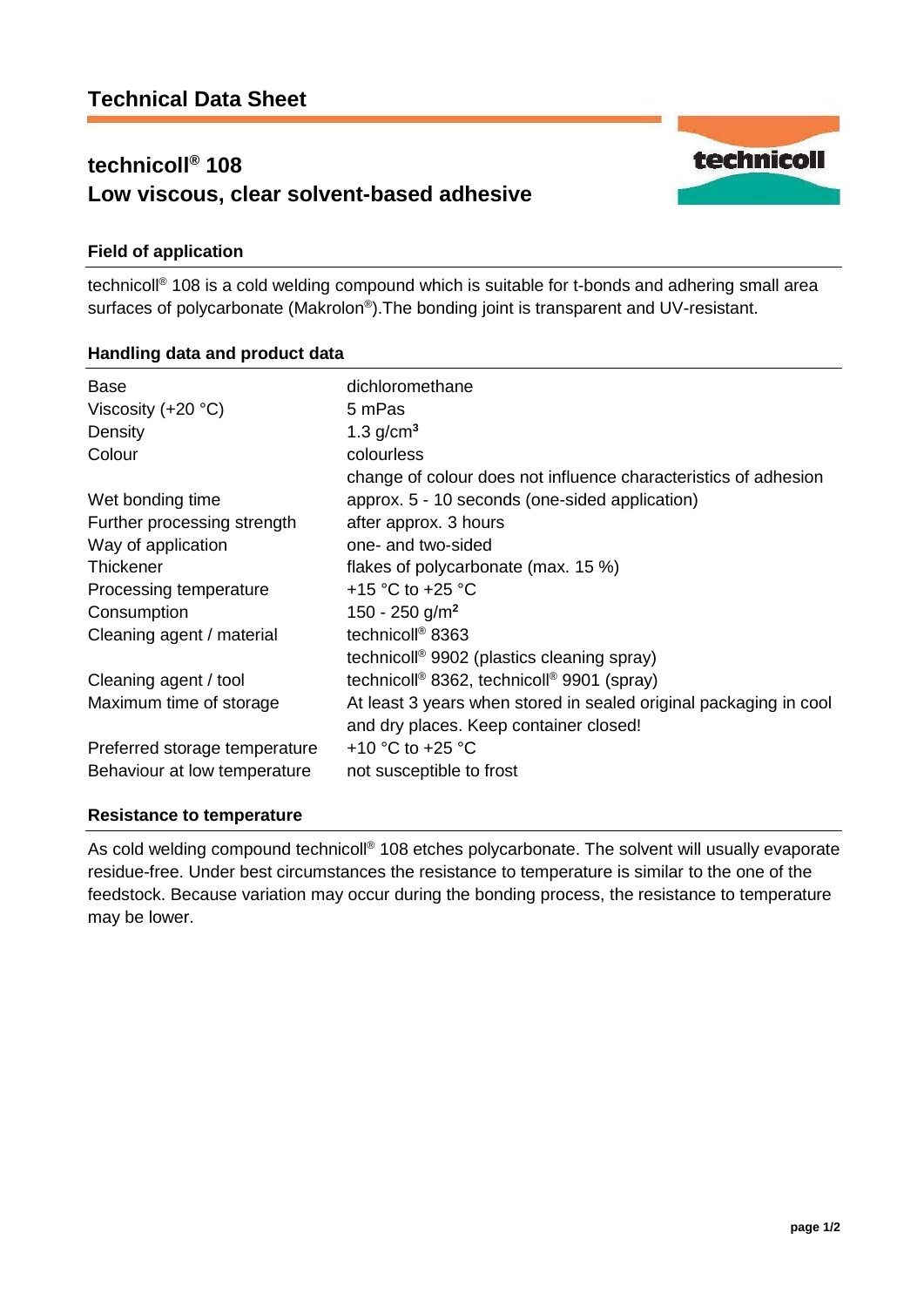# Technical Data Sheet

## technicoll® 108
## Low viscous, clear solvent-based adhesive

### Field of application

technicoll® 108 is a cold welding compound which is suitable for t-bonds and adhering small area surfaces of polycarbonate (Makrolon®).The bonding joint is transparent and UV-resistant.

### Handling data and product data

| | |
|---|---|
| Base | dichloromethane |
| Viscosity (+20 °C) | 5 mPas |
| Density | 1.3 g/cm³ |
| Colour | colourless<br>change of colour does not influence characteristics of adhesion |
| Wet bonding time | approx. 5 - 10 seconds (one-sided application) |
| Further processing strength | after approx. 3 hours |
| Way of application | one- and two-sided |
| Thickener | flakes of polycarbonate (max. 15 %) |
| Processing temperature | +15 °C to +25 °C |
| Consumption | 150 - 250 g/m² |
| Cleaning agent / material | technicoll® 8363<br>technicoll® 9902 (plastics cleaning spray) |
| Cleaning agent / tool | technicoll® 8362, technicoll® 9901 (spray) |
| Maximum time of storage | At least 3 years when stored in sealed original packaging in cool and dry places. Keep container closed! |
| Preferred storage temperature | +10 °C to +25 °C |
| Behaviour at low temperature | not susceptible to frost |

### Resistance to temperature

As cold welding compound technicoll® 108 etches polycarbonate. The solvent will usually evaporate residue-free. Under best circumstances the resistance to temperature is similar to the one of the feedstock. Because variation may occur during the bonding process, the resistance to temperature may be lower.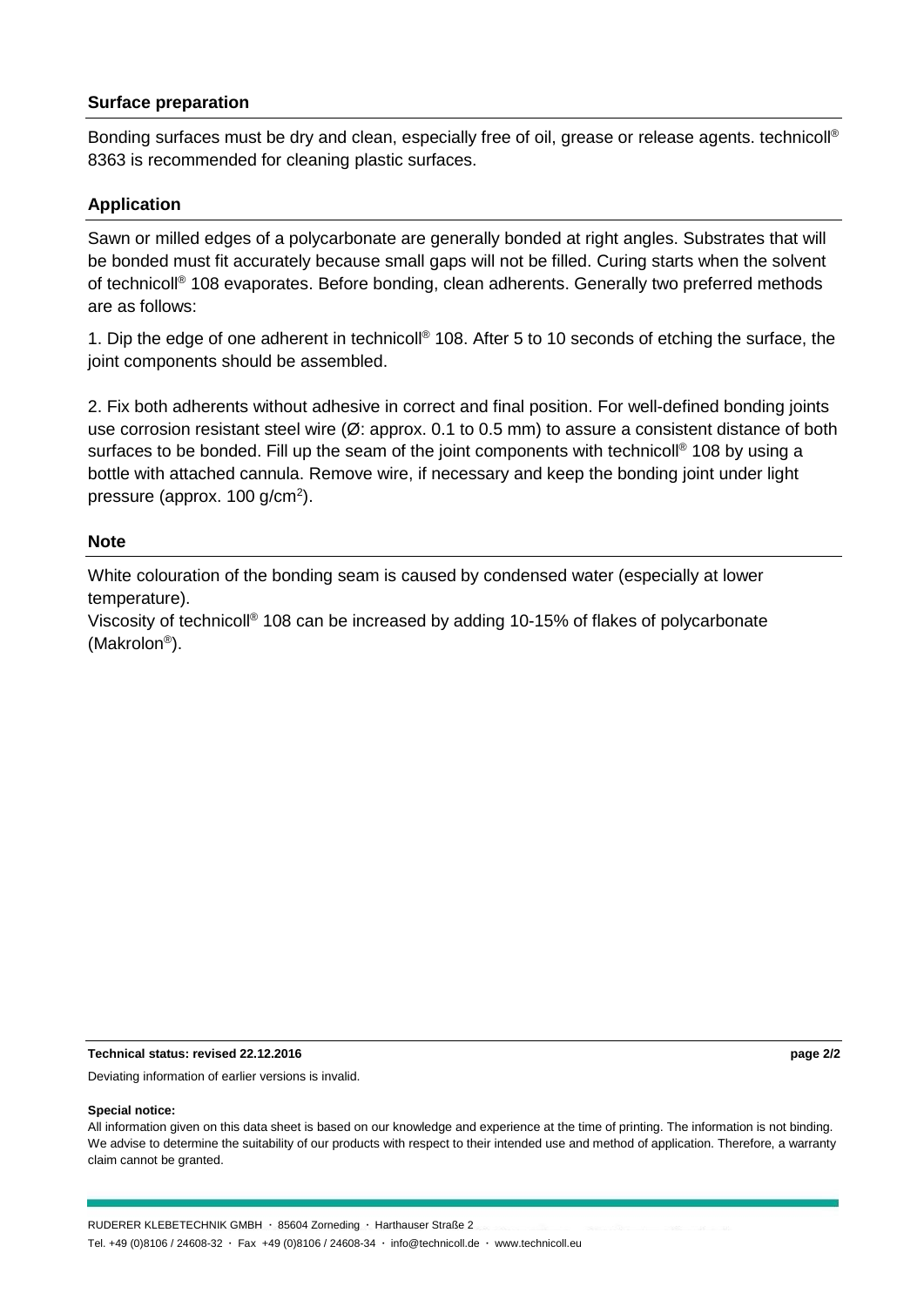## Surface preparation

Bonding surfaces must be dry and clean, especially free of oil, grease or release agents. technicoll® 8363 is recommended for cleaning plastic surfaces.

## Application

Sawn or milled edges of a polycarbonate are generally bonded at right angles. Substrates that will be bonded must fit accurately because small gaps will not be filled. Curing starts when the solvent of technicoll® 108 evaporates. Before bonding, clean adherents. Generally two preferred methods are as follows:

1. Dip the edge of one adherent in technicoll® 108. After 5 to 10 seconds of etching the surface, the joint components should be assembled.

2. Fix both adherents without adhesive in correct and final position. For well-defined bonding joints use corrosion resistant steel wire (Ø: approx. 0.1 to 0.5 mm) to assure a consistent distance of both surfaces to be bonded. Fill up the seam of the joint components with technicoll® 108 by using a bottle with attached cannula. Remove wire, if necessary and keep the bonding joint under light pressure (approx. 100 g/cm$^2$).

## Note

White colouration of the bonding seam is caused by condensed water (especially at lower temperature).
Viscosity of technicoll® 108 can be increased by adding 10-15% of flakes of polycarbonate (Makrolon®).

**Technical status: revised 22.12.2016**

Deviating information of earlier versions is invalid.

**Special notice:**

All information given on this data sheet is based on our knowledge and experience at the time of printing. The information is not binding. We advise to determine the suitability of our products with respect to their intended use and method of application. Therefore, a warranty claim cannot be granted.

RUDERER KLEBETECHNIK GMBH · 85604 Zorneding · Harthauser Straße 2
Tel. +49 (0)8106 / 24608-32 · Fax +49 (0)8106 / 24608-34 · info@technicoll.de · www.technicoll.eu